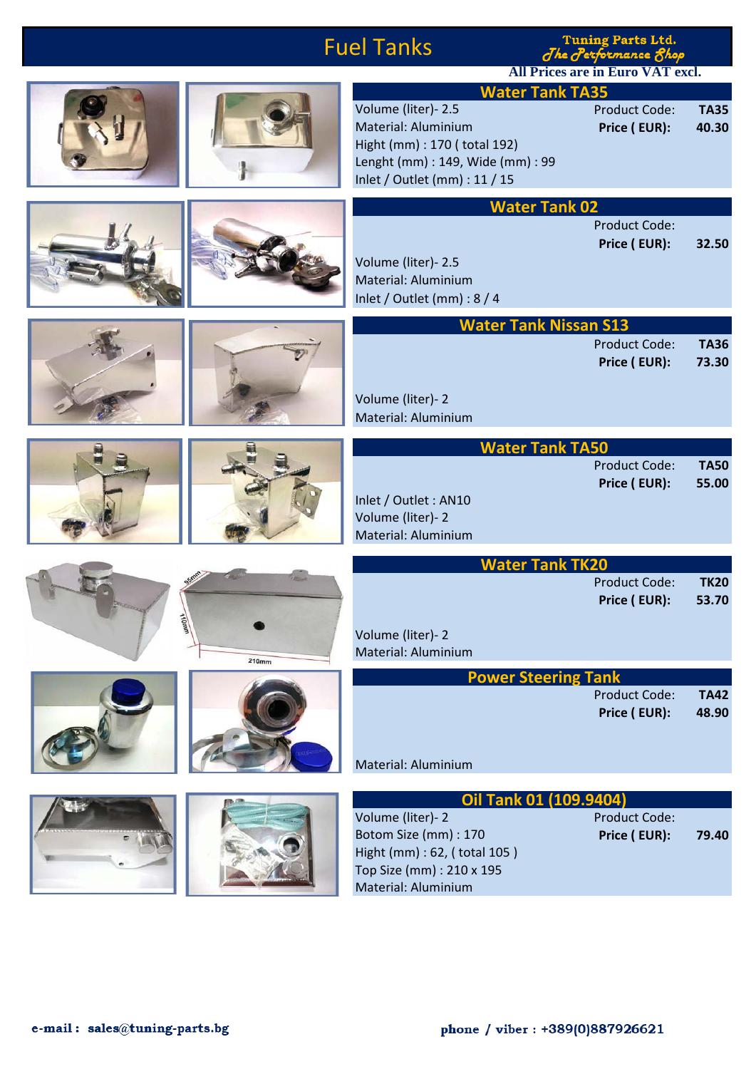# Fuel Tanks

**Tuning Parts Ltd.**
*The Performance Shop*

**All Prices are in Euro VAT excl.**

## Water Tank TA35

Volume (liter)- 2.5
Material: Aluminium
Hight (mm) : 170 ( total 192)
Lenght (mm) : 149, Wide (mm) : 99
Inlet / Outlet (mm) : 11 / 15

Product Code: **TA35**
**Price ( EUR): 40.30**

## Water Tank 02

Product Code:
**Price ( EUR): 32.50**

Volume (liter)- 2.5
Material: Aluminium
Inlet / Outlet (mm) : 8 / 4

## Water Tank Nissan S13

Product Code: **TA36**
**Price ( EUR): 73.30**

Volume (liter)- 2
Material: Aluminium

## Water Tank TA50

Product Code: **TA50**
**Price ( EUR): 55.00**

Inlet / Outlet : AN10
Volume (liter)- 2
Material: Aluminium

## Water Tank TK20

Product Code: **TK20**
**Price ( EUR): 53.70**

Volume (liter)- 2
Material: Aluminium

## Power Steering Tank

Product Code: **TA42**
**Price ( EUR): 48.90**

Material: Aluminium

## Oil Tank 01 (109.9404)

Volume (liter)- 2
Botom Size (mm) : 170
Hight (mm) : 62, ( total 105 )
Top Size (mm) : 210 x 195
Material: Aluminium

Product Code:
**Price ( EUR): 79.40**

**e-mail : sales@tuning-parts.bg** **phone / viber : +389(0)887926621**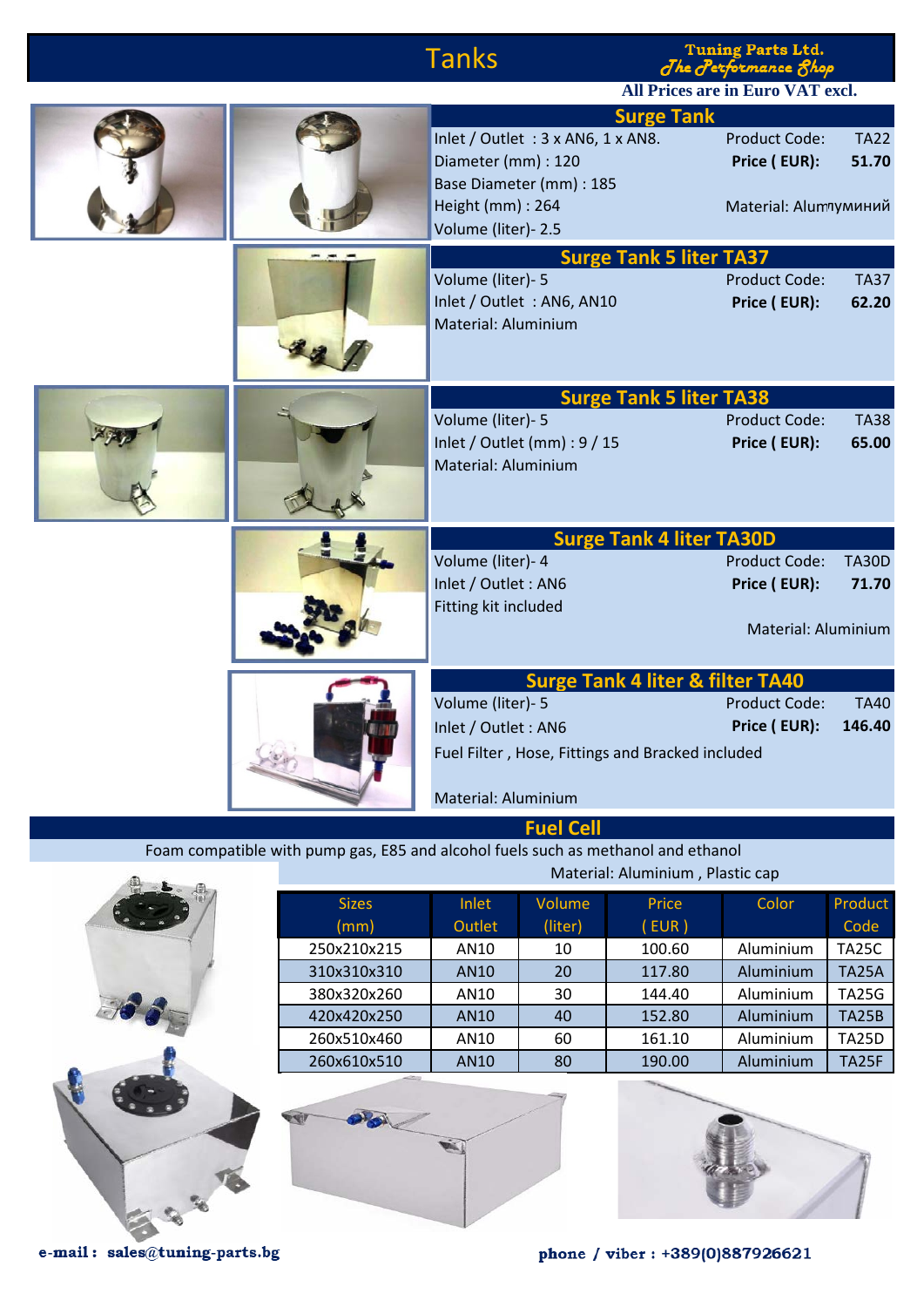# Tanks

**Tuning Parts Ltd.**
*The Performance Shop*

**All Prices are in Euro VAT excl.**

## Surge Tank

Inlet / Outlet : 3 x AN6, 1 x AN8.
Diameter (mm) : 120
Base Diameter (mm) : 185
Height (mm) : 264
Volume (liter)- 2.5

Product Code: TA22
**Price ( EUR): 51.70**
Material: Alumлуминий

## Surge Tank 5 liter TA37

Volume (liter)- 5
Inlet / Outlet : AN6, AN10
Material: Aluminium

Product Code: TA37
**Price ( EUR): 62.20**

## Surge Tank 5 liter TA38

Volume (liter)- 5
Inlet / Outlet (mm) : 9 / 15
Material: Aluminium

Product Code: TA38
**Price ( EUR): 65.00**

## Surge Tank 4 liter TA30D

Volume (liter)- 4
Inlet / Outlet : AN6
Fitting kit included

Product Code: TA30D
**Price ( EUR): 71.70**
Material: Aluminium

## Surge Tank 4 liter & filter TA40

Volume (liter)- 5
Inlet / Outlet : AN6
Fuel Filter , Hose, Fittings and Bracked included

Material: Aluminium

Product Code: TA40
**Price ( EUR): 146.40**

## Fuel Cell

Foam compatible with pump gas, E85 and alcohol fuels such as methanol and ethanol

Material: Aluminium , Plastic cap

| Sizes (mm) | Inlet Outlet | Volume (liter) | Price ( EUR ) | Color | Product Code |
|---|---|---|---|---|---|
| 250x210x215 | AN10 | 10 | 100.60 | Aluminium | TA25C |
| 310x310x310 | AN10 | 20 | 117.80 | Aluminium | TA25A |
| 380x320x260 | AN10 | 30 | 144.40 | Aluminium | TA25G |
| 420x420x250 | AN10 | 40 | 152.80 | Aluminium | TA25B |
| 260x510x460 | AN10 | 60 | 161.10 | Aluminium | TA25D |
| 260x610x510 | AN10 | 80 | 190.00 | Aluminium | TA25F |

**e-mail : sales@tuning-parts.bg**

**phone / viber : +389(0)887926621**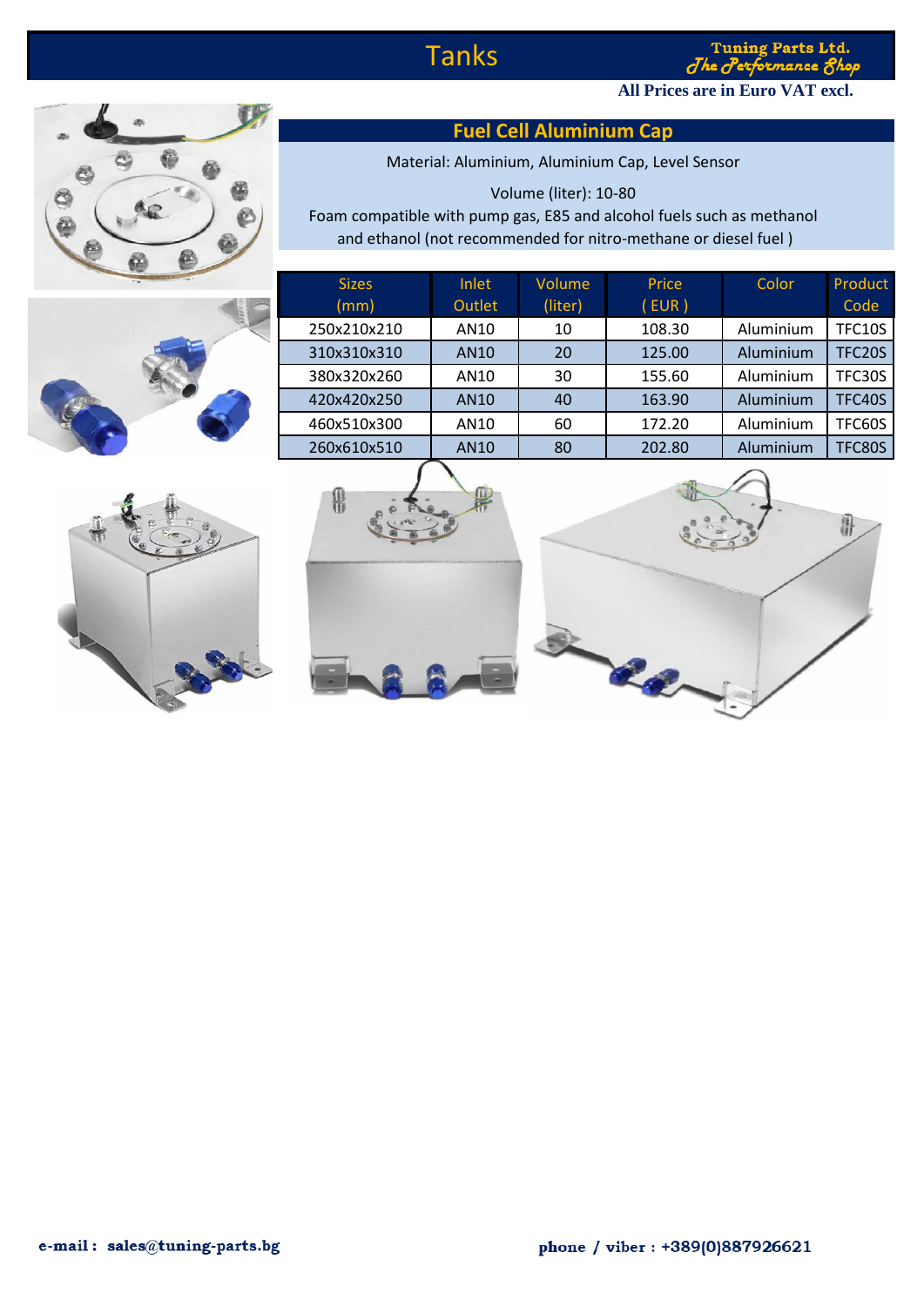# Tanks

Tuning Parts Ltd.
*The Performance Shop*

**All Prices are in Euro VAT excl.**

## Fuel Cell Aluminium Cap

Material: Aluminium, Aluminium Cap, Level Sensor

Volume (liter): 10-80

Foam compatible with pump gas, E85 and alcohol fuels such as methanol and ethanol (not recommended for nitro-methane or diesel fuel )

| Sizes (mm) | Inlet Outlet | Volume (liter) | Price ( EUR ) | Color | Product Code |
|---|---|---|---|---|---|
| 250x210x210 | AN10 | 10 | 108.30 | Aluminium | TFC10S |
| 310x310x310 | AN10 | 20 | 125.00 | Aluminium | TFC20S |
| 380x320x260 | AN10 | 30 | 155.60 | Aluminium | TFC30S |
| 420x420x250 | AN10 | 40 | 163.90 | Aluminium | TFC40S |
| 460x510x300 | AN10 | 60 | 172.20 | Aluminium | TFC60S |
| 260x610x510 | AN10 | 80 | 202.80 | Aluminium | TFC80S |

**e-mail : sales@tuning-parts.bg**

**phone / viber : +389(0)887926621**